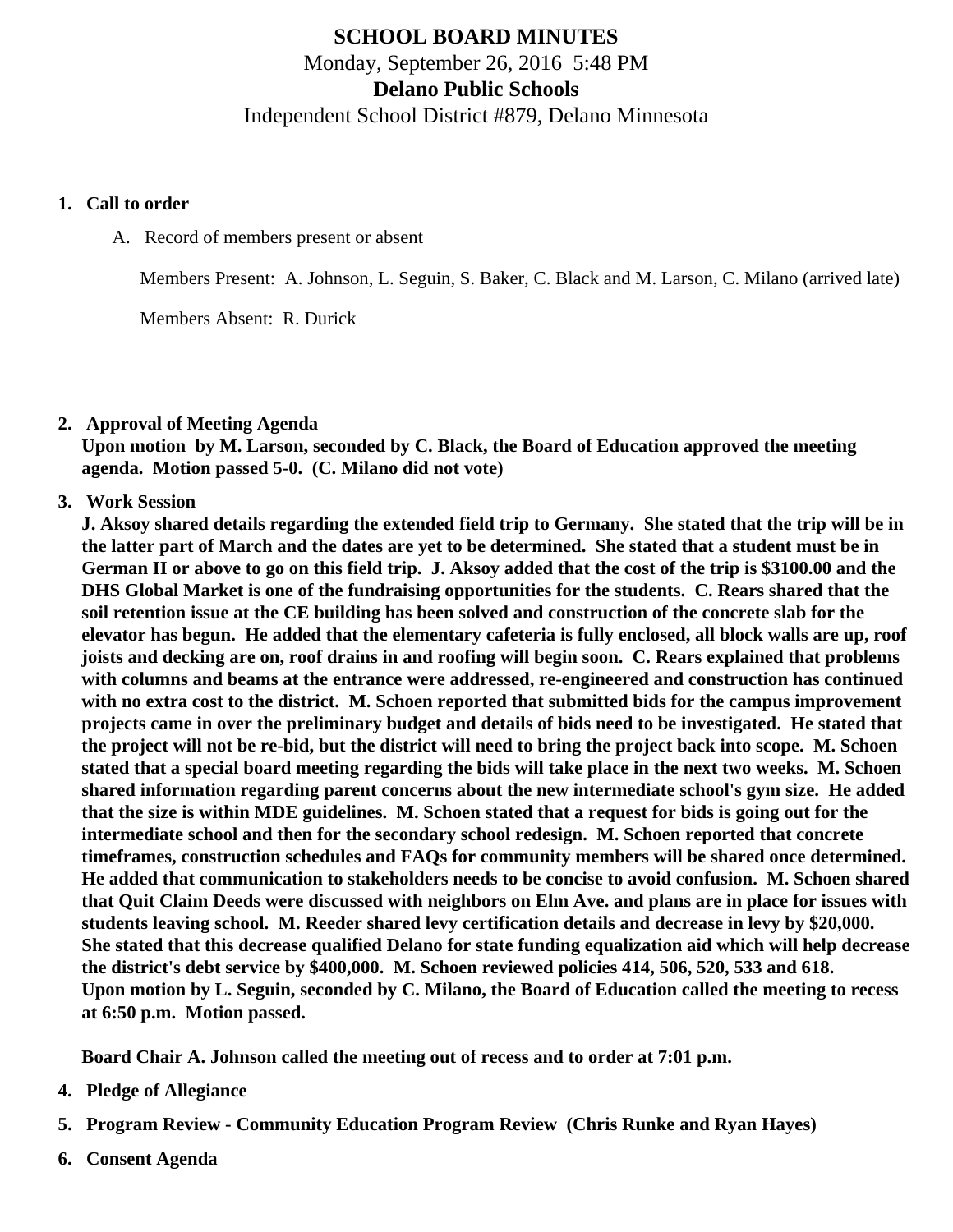# SCHOOL BOARD MINUTES

Monday, September 26, 2016 5:48 PM

**Delano Public Schools**

Independent School District #879, Delano Minnesota

1. **Call to order**

   A. Record of members present or absent

   Members Present: A. Johnson, L. Seguin, S. Baker, C. Black and M. Larson, C. Milano (arrived late)

   Members Absent: R. Durick

2. **Approval of Meeting Agenda**
   **Upon motion by M. Larson, seconded by C. Black, the Board of Education approved the meeting agenda. Motion passed 5-0. (C. Milano did not vote)**

3. **Work Session**
   **J. Aksoy shared details regarding the extended field trip to Germany. She stated that the trip will be in the latter part of March and the dates are yet to be determined. She stated that a student must be in German II or above to go on this field trip. J. Aksoy added that the cost of the trip is $3100.00 and the DHS Global Market is one of the fundraising opportunities for the students. C. Rears shared that the soil retention issue at the CE building has been solved and construction of the concrete slab for the elevator has begun. He added that the elementary cafeteria is fully enclosed, all block walls are up, roof joists and decking are on, roof drains in and roofing will begin soon. C. Rears explained that problems with columns and beams at the entrance were addressed, re-engineered and construction has continued with no extra cost to the district. M. Schoen reported that submitted bids for the campus improvement projects came in over the preliminary budget and details of bids need to be investigated. He stated that the project will not be re-bid, but the district will need to bring the project back into scope. M. Schoen stated that a special board meeting regarding the bids will take place in the next two weeks. M. Schoen shared information regarding parent concerns about the new intermediate school's gym size. He added that the size is within MDE guidelines. M. Schoen stated that a request for bids is going out for the intermediate school and then for the secondary school redesign. M. Schoen reported that concrete timeframes, construction schedules and FAQs for community members will be shared once determined. He added that communication to stakeholders needs to be concise to avoid confusion. M. Schoen shared that Quit Claim Deeds were discussed with neighbors on Elm Ave. and plans are in place for issues with students leaving school. M. Reeder shared levy certification details and decrease in levy by $20,000. She stated that this decrease qualified Delano for state funding equalization aid which will help decrease the district's debt service by $400,000. M. Schoen reviewed policies 414, 506, 520, 533 and 618.**
   **Upon motion by L. Seguin, seconded by C. Milano, the Board of Education called the meeting to recess at 6:50 p.m. Motion passed.**

   **Board Chair A. Johnson called the meeting out of recess and to order at 7:01 p.m.**

4. **Pledge of Allegiance**

5. **Program Review - Community Education Program Review (Chris Runke and Ryan Hayes)**

6. **Consent Agenda**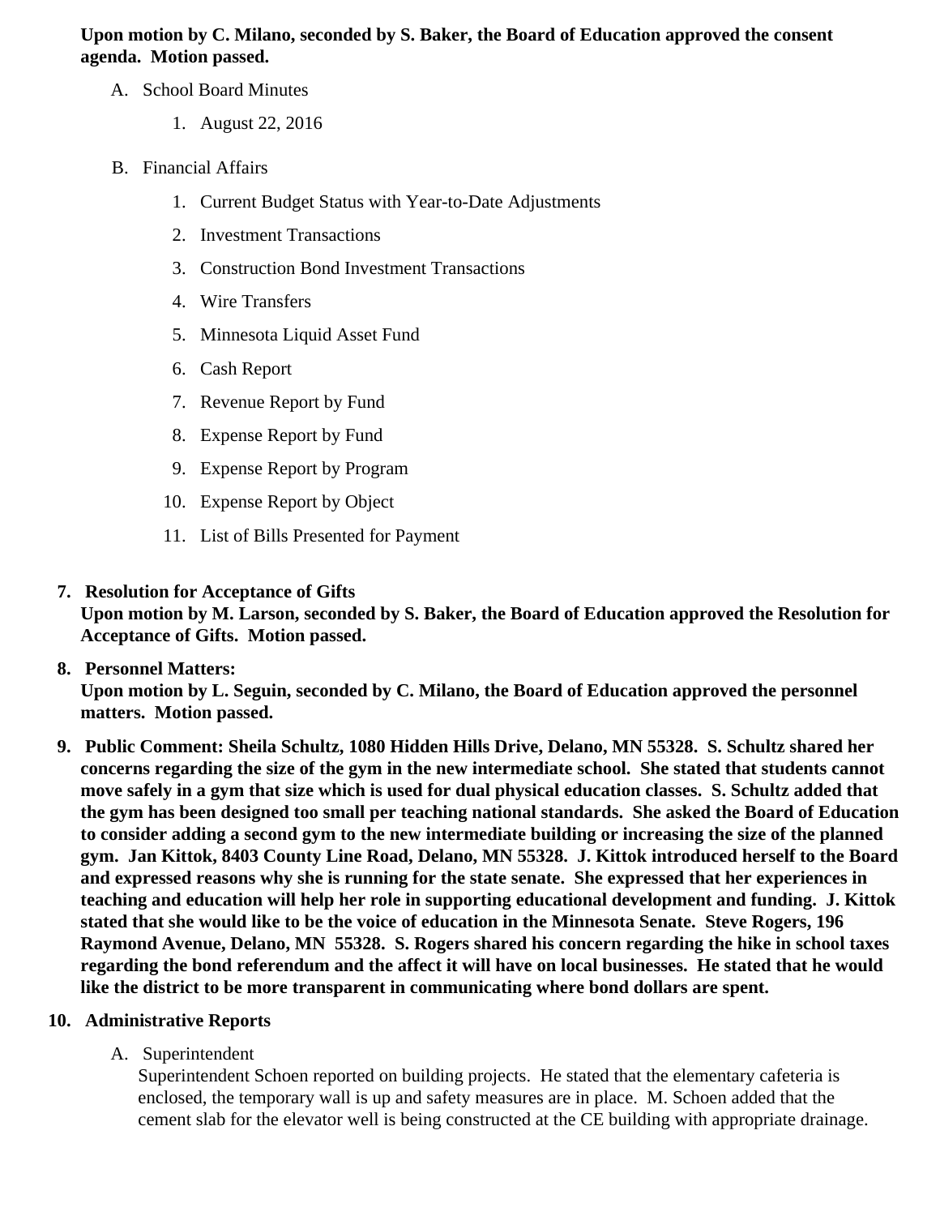**Upon motion by C. Milano, seconded by S. Baker, the Board of Education approved the consent agenda. Motion passed.**

A. School Board Minutes
   1. August 22, 2016

B. Financial Affairs
   1. Current Budget Status with Year-to-Date Adjustments
   2. Investment Transactions
   3. Construction Bond Investment Transactions
   4. Wire Transfers
   5. Minnesota Liquid Asset Fund
   6. Cash Report
   7. Revenue Report by Fund
   8. Expense Report by Fund
   9. Expense Report by Program
   10. Expense Report by Object
   11. List of Bills Presented for Payment

7. **Resolution for Acceptance of Gifts**
   **Upon motion by M. Larson, seconded by S. Baker, the Board of Education approved the Resolution for Acceptance of Gifts. Motion passed.**

8. **Personnel Matters:**
   **Upon motion by L. Seguin, seconded by C. Milano, the Board of Education approved the personnel matters. Motion passed.**

9. **Public Comment: Sheila Schultz, 1080 Hidden Hills Drive, Delano, MN 55328. S. Schultz shared her concerns regarding the size of the gym in the new intermediate school. She stated that students cannot move safely in a gym that size which is used for dual physical education classes. S. Schultz added that the gym has been designed too small per teaching national standards. She asked the Board of Education to consider adding a second gym to the new intermediate building or increasing the size of the planned gym. Jan Kittok, 8403 County Line Road, Delano, MN 55328. J. Kittok introduced herself to the Board and expressed reasons why she is running for the state senate. She expressed that her experiences in teaching and education will help her role in supporting educational development and funding. J. Kittok stated that she would like to be the voice of education in the Minnesota Senate. Steve Rogers, 196 Raymond Avenue, Delano, MN 55328. S. Rogers shared his concern regarding the hike in school taxes regarding the bond referendum and the affect it will have on local businesses. He stated that he would like the district to be more transparent in communicating where bond dollars are spent.**

10. **Administrative Reports**

   A. Superintendent
      Superintendent Schoen reported on building projects. He stated that the elementary cafeteria is enclosed, the temporary wall is up and safety measures are in place. M. Schoen added that the cement slab for the elevator well is being constructed at the CE building with appropriate drainage.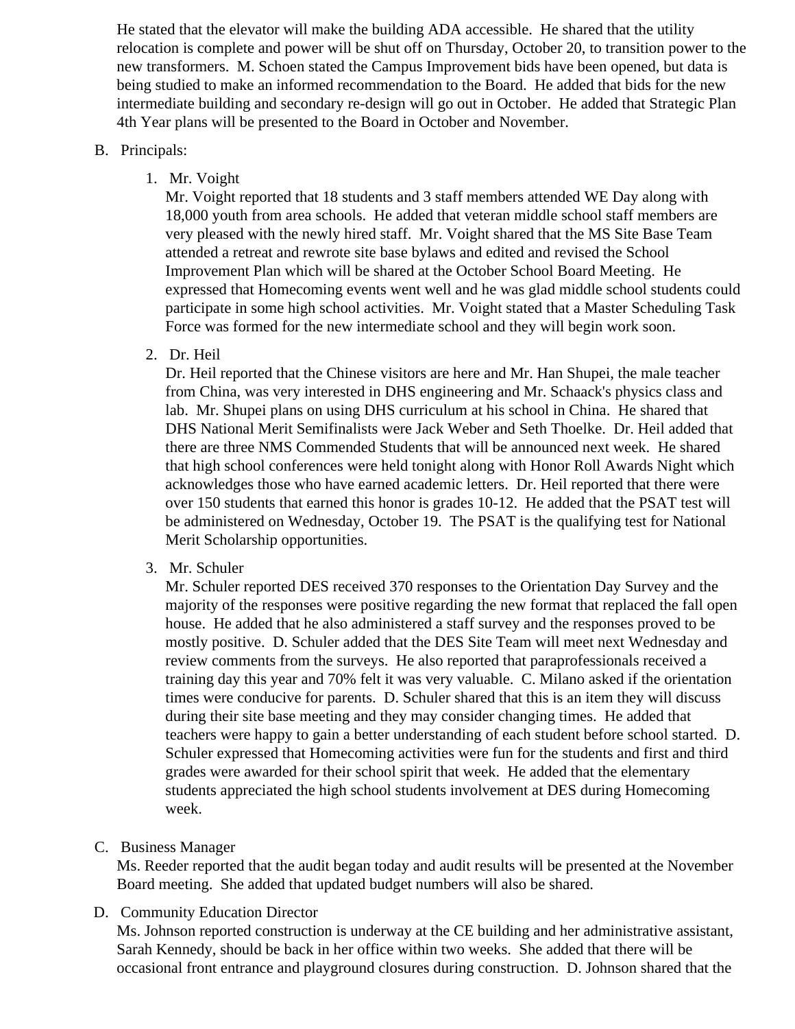He stated that the elevator will make the building ADA accessible. He shared that the utility relocation is complete and power will be shut off on Thursday, October 20, to transition power to the new transformers. M. Schoen stated the Campus Improvement bids have been opened, but data is being studied to make an informed recommendation to the Board. He added that bids for the new intermediate building and secondary re-design will go out in October. He added that Strategic Plan 4th Year plans will be presented to the Board in October and November.

B. Principals:

1. Mr. Voight
   Mr. Voight reported that 18 students and 3 staff members attended WE Day along with 18,000 youth from area schools. He added that veteran middle school staff members are very pleased with the newly hired staff. Mr. Voight shared that the MS Site Base Team attended a retreat and rewrote site base bylaws and edited and revised the School Improvement Plan which will be shared at the October School Board Meeting. He expressed that Homecoming events went well and he was glad middle school students could participate in some high school activities. Mr. Voight stated that a Master Scheduling Task Force was formed for the new intermediate school and they will begin work soon.

2. Dr. Heil
   Dr. Heil reported that the Chinese visitors are here and Mr. Han Shupei, the male teacher from China, was very interested in DHS engineering and Mr. Schaack's physics class and lab. Mr. Shupei plans on using DHS curriculum at his school in China. He shared that DHS National Merit Semifinalists were Jack Weber and Seth Thoelke. Dr. Heil added that there are three NMS Commended Students that will be announced next week. He shared that high school conferences were held tonight along with Honor Roll Awards Night which acknowledges those who have earned academic letters. Dr. Heil reported that there were over 150 students that earned this honor is grades 10-12. He added that the PSAT test will be administered on Wednesday, October 19. The PSAT is the qualifying test for National Merit Scholarship opportunities.

3. Mr. Schuler
   Mr. Schuler reported DES received 370 responses to the Orientation Day Survey and the majority of the responses were positive regarding the new format that replaced the fall open house. He added that he also administered a staff survey and the responses proved to be mostly positive. D. Schuler added that the DES Site Team will meet next Wednesday and review comments from the surveys. He also reported that paraprofessionals received a training day this year and 70% felt it was very valuable. C. Milano asked if the orientation times were conducive for parents. D. Schuler shared that this is an item they will discuss during their site base meeting and they may consider changing times. He added that teachers were happy to gain a better understanding of each student before school started. D. Schuler expressed that Homecoming activities were fun for the students and first and third grades were awarded for their school spirit that week. He added that the elementary students appreciated the high school students involvement at DES during Homecoming week.

C. Business Manager
   Ms. Reeder reported that the audit began today and audit results will be presented at the November Board meeting. She added that updated budget numbers will also be shared.

D. Community Education Director
   Ms. Johnson reported construction is underway at the CE building and her administrative assistant, Sarah Kennedy, should be back in her office within two weeks. She added that there will be occasional front entrance and playground closures during construction. D. Johnson shared that the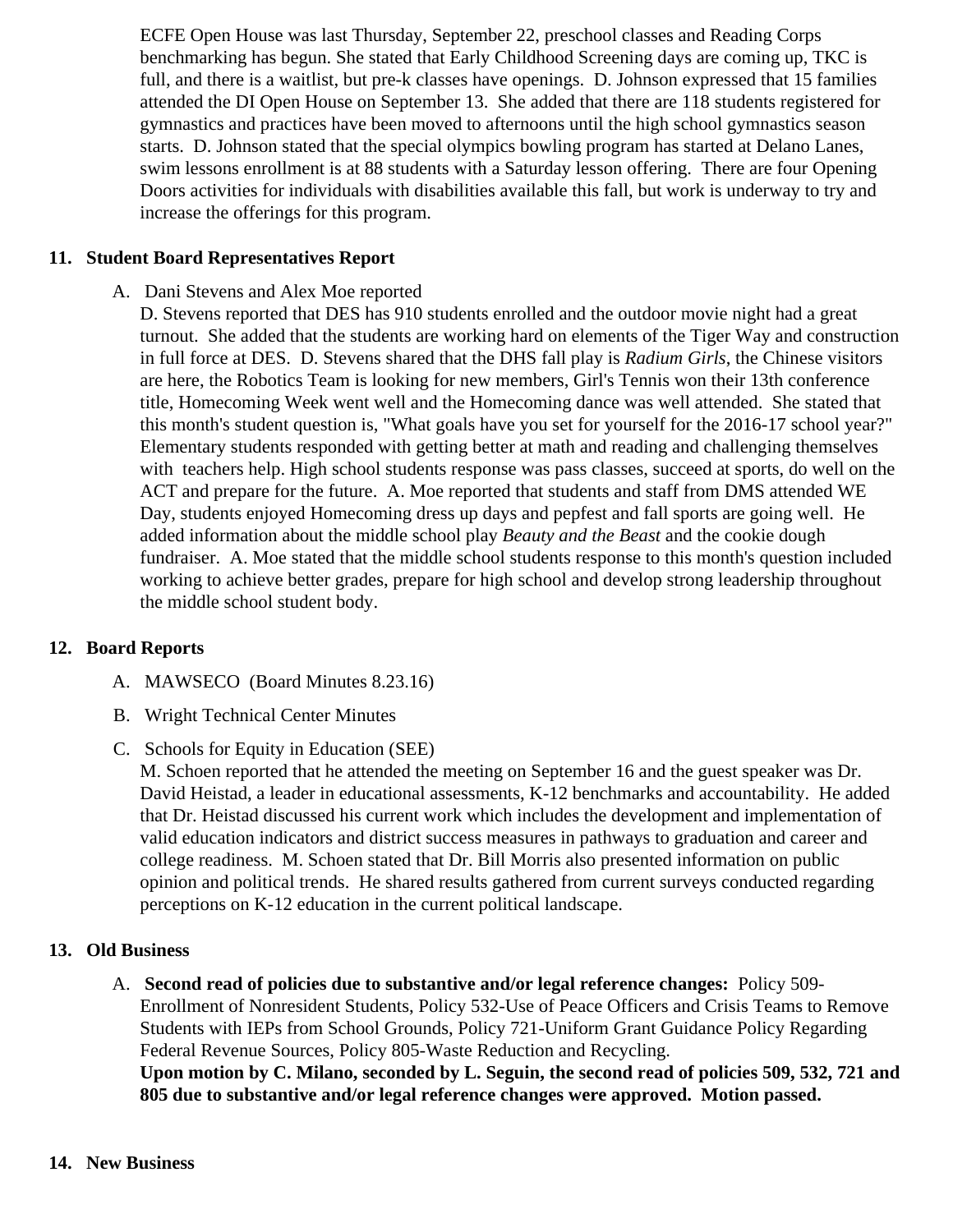ECFE Open House was last Thursday, September 22, preschool classes and Reading Corps benchmarking has begun. She stated that Early Childhood Screening days are coming up, TKC is full, and there is a waitlist, but pre-k classes have openings. D. Johnson expressed that 15 families attended the DI Open House on September 13. She added that there are 118 students registered for gymnastics and practices have been moved to afternoons until the high school gymnastics season starts. D. Johnson stated that the special olympics bowling program has started at Delano Lanes, swim lessons enrollment is at 88 students with a Saturday lesson offering. There are four Opening Doors activities for individuals with disabilities available this fall, but work is underway to try and increase the offerings for this program.

## 11. Student Board Representatives Report

A. Dani Stevens and Alex Moe reported

D. Stevens reported that DES has 910 students enrolled and the outdoor movie night had a great turnout. She added that the students are working hard on elements of the Tiger Way and construction in full force at DES. D. Stevens shared that the DHS fall play is *Radium Girls*, the Chinese visitors are here, the Robotics Team is looking for new members, Girl's Tennis won their 13th conference title, Homecoming Week went well and the Homecoming dance was well attended. She stated that this month's student question is, "What goals have you set for yourself for the 2016-17 school year?" Elementary students responded with getting better at math and reading and challenging themselves with teachers help. High school students response was pass classes, succeed at sports, do well on the ACT and prepare for the future. A. Moe reported that students and staff from DMS attended WE Day, students enjoyed Homecoming dress up days and pepfest and fall sports are going well. He added information about the middle school play *Beauty and the Beast* and the cookie dough fundraiser. A. Moe stated that the middle school students response to this month's question included working to achieve better grades, prepare for high school and develop strong leadership throughout the middle school student body.

## 12. Board Reports

A. MAWSECO (Board Minutes 8.23.16)

B. Wright Technical Center Minutes

C. Schools for Equity in Education (SEE)

M. Schoen reported that he attended the meeting on September 16 and the guest speaker was Dr. David Heistad, a leader in educational assessments, K-12 benchmarks and accountability. He added that Dr. Heistad discussed his current work which includes the development and implementation of valid education indicators and district success measures in pathways to graduation and career and college readiness. M. Schoen stated that Dr. Bill Morris also presented information on public opinion and political trends. He shared results gathered from current surveys conducted regarding perceptions on K-12 education in the current political landscape.

## 13. Old Business

A. **Second read of policies due to substantive and/or legal reference changes:** Policy 509-Enrollment of Nonresident Students, Policy 532-Use of Peace Officers and Crisis Teams to Remove Students with IEPs from School Grounds, Policy 721-Uniform Grant Guidance Policy Regarding Federal Revenue Sources, Policy 805-Waste Reduction and Recycling.

**Upon motion by C. Milano, seconded by L. Seguin, the second read of policies 509, 532, 721 and 805 due to substantive and/or legal reference changes were approved. Motion passed.**

## 14. New Business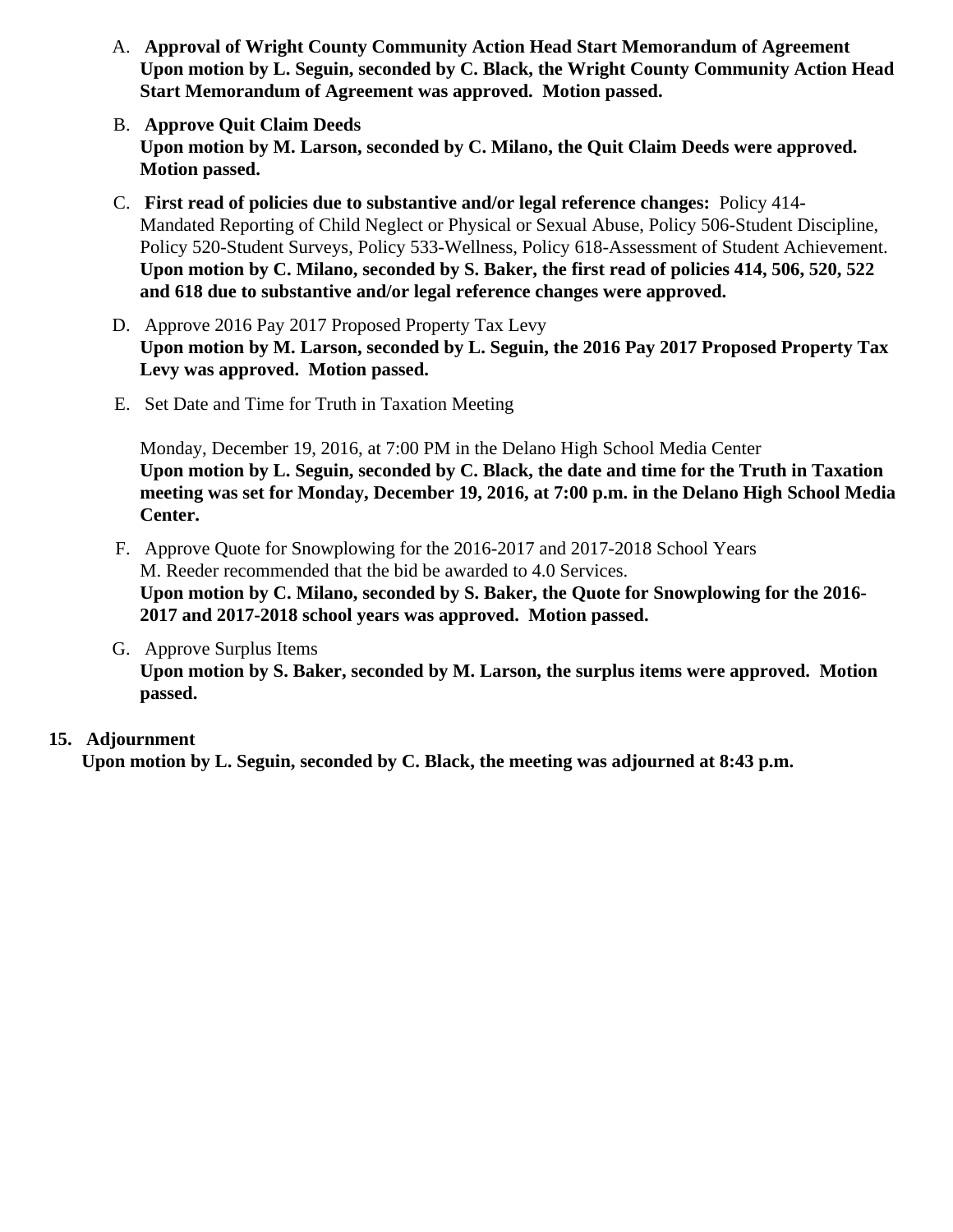A. **Approval of Wright County Community Action Head Start Memorandum of Agreement**
   **Upon motion by L. Seguin, seconded by C. Black, the Wright County Community Action Head Start Memorandum of Agreement was approved. Motion passed.**

B. **Approve Quit Claim Deeds**
   **Upon motion by M. Larson, seconded by C. Milano, the Quit Claim Deeds were approved. Motion passed.**

C. **First read of policies due to substantive and/or legal reference changes:** Policy 414-Mandated Reporting of Child Neglect or Physical or Sexual Abuse, Policy 506-Student Discipline, Policy 520-Student Surveys, Policy 533-Wellness, Policy 618-Assessment of Student Achievement.
   **Upon motion by C. Milano, seconded by S. Baker, the first read of policies 414, 506, 520, 522 and 618 due to substantive and/or legal reference changes were approved.**

D. Approve 2016 Pay 2017 Proposed Property Tax Levy
   **Upon motion by M. Larson, seconded by L. Seguin, the 2016 Pay 2017 Proposed Property Tax Levy was approved. Motion passed.**

E. Set Date and Time for Truth in Taxation Meeting

   Monday, December 19, 2016, at 7:00 PM in the Delano High School Media Center
   **Upon motion by L. Seguin, seconded by C. Black, the date and time for the Truth in Taxation meeting was set for Monday, December 19, 2016, at 7:00 p.m. in the Delano High School Media Center.**

F. Approve Quote for Snowplowing for the 2016-2017 and 2017-2018 School Years
   M. Reeder recommended that the bid be awarded to 4.0 Services.
   **Upon motion by C. Milano, seconded by S. Baker, the Quote for Snowplowing for the 2016-2017 and 2017-2018 school years was approved. Motion passed.**

G. Approve Surplus Items
   **Upon motion by S. Baker, seconded by M. Larson, the surplus items were approved. Motion passed.**

**15. Adjournment**
**Upon motion by L. Seguin, seconded by C. Black, the meeting was adjourned at 8:43 p.m.**